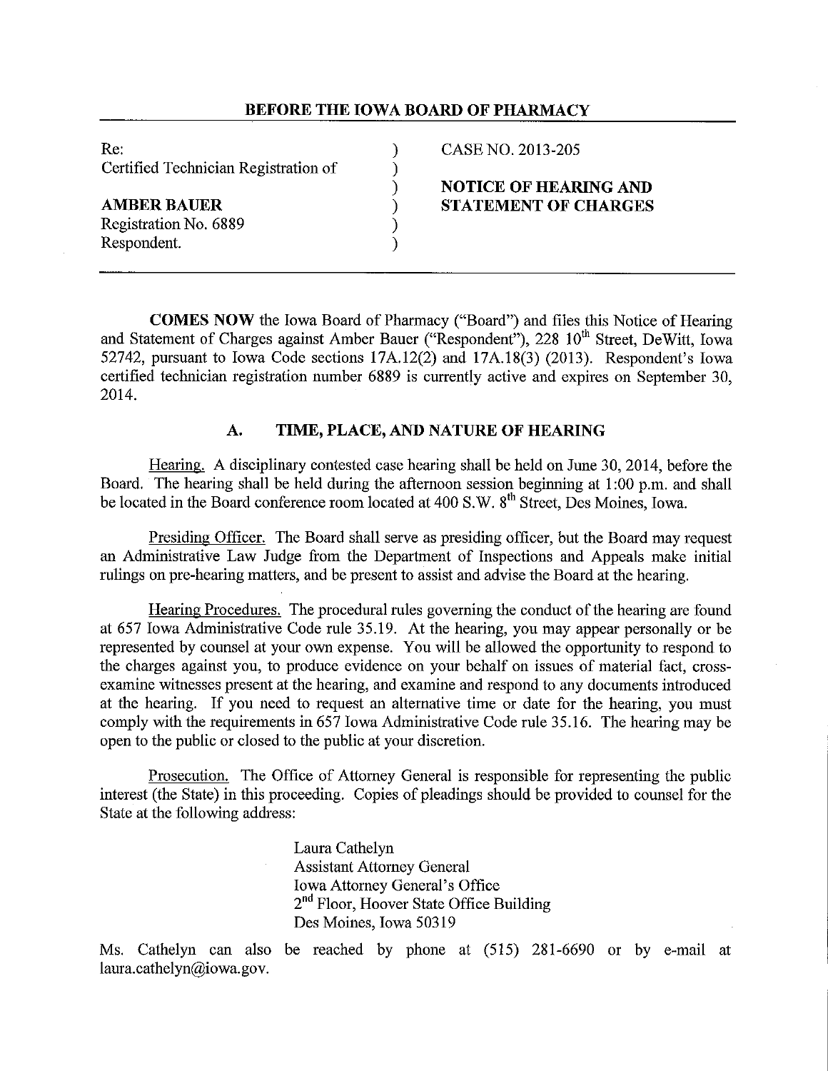**BEFORE THE IOWA BOARD OF PHARMACY**

| | | |
|---|---|---|
| Re: | ) | CASE NO. 2013-205 |
| Certified Technician Registration of | ) | |
| | ) | **NOTICE OF HEARING AND** |
| **AMBER BAUER** | ) | **STATEMENT OF CHARGES** |
| Registration No. 6889 | ) | |
| Respondent. | ) | |

**COMES NOW** the Iowa Board of Pharmacy ("Board") and files this Notice of Hearing and Statement of Charges against Amber Bauer ("Respondent"), 228 10th Street, DeWitt, Iowa 52742, pursuant to Iowa Code sections 17A.12(2) and 17A.18(3) (2013). Respondent's Iowa certified technician registration number 6889 is currently active and expires on September 30, 2014.

## A. TIME, PLACE, AND NATURE OF HEARING

Hearing. A disciplinary contested case hearing shall be held on June 30, 2014, before the Board. The hearing shall be held during the afternoon session beginning at 1:00 p.m. and shall be located in the Board conference room located at 400 S.W. 8th Street, Des Moines, Iowa.

Presiding Officer. The Board shall serve as presiding officer, but the Board may request an Administrative Law Judge from the Department of Inspections and Appeals make initial rulings on pre-hearing matters, and be present to assist and advise the Board at the hearing.

Hearing Procedures. The procedural rules governing the conduct of the hearing are found at 657 Iowa Administrative Code rule 35.19. At the hearing, you may appear personally or be represented by counsel at your own expense. You will be allowed the opportunity to respond to the charges against you, to produce evidence on your behalf on issues of material fact, cross-examine witnesses present at the hearing, and examine and respond to any documents introduced at the hearing. If you need to request an alternative time or date for the hearing, you must comply with the requirements in 657 Iowa Administrative Code rule 35.16. The hearing may be open to the public or closed to the public at your discretion.

Prosecution. The Office of Attorney General is responsible for representing the public interest (the State) in this proceeding. Copies of pleadings should be provided to counsel for the State at the following address:

Laura Cathelyn
Assistant Attorney General
Iowa Attorney General's Office
2nd Floor, Hoover State Office Building
Des Moines, Iowa 50319

Ms. Cathelyn can also be reached by phone at (515) 281-6690 or by e-mail at laura.cathelyn@iowa.gov.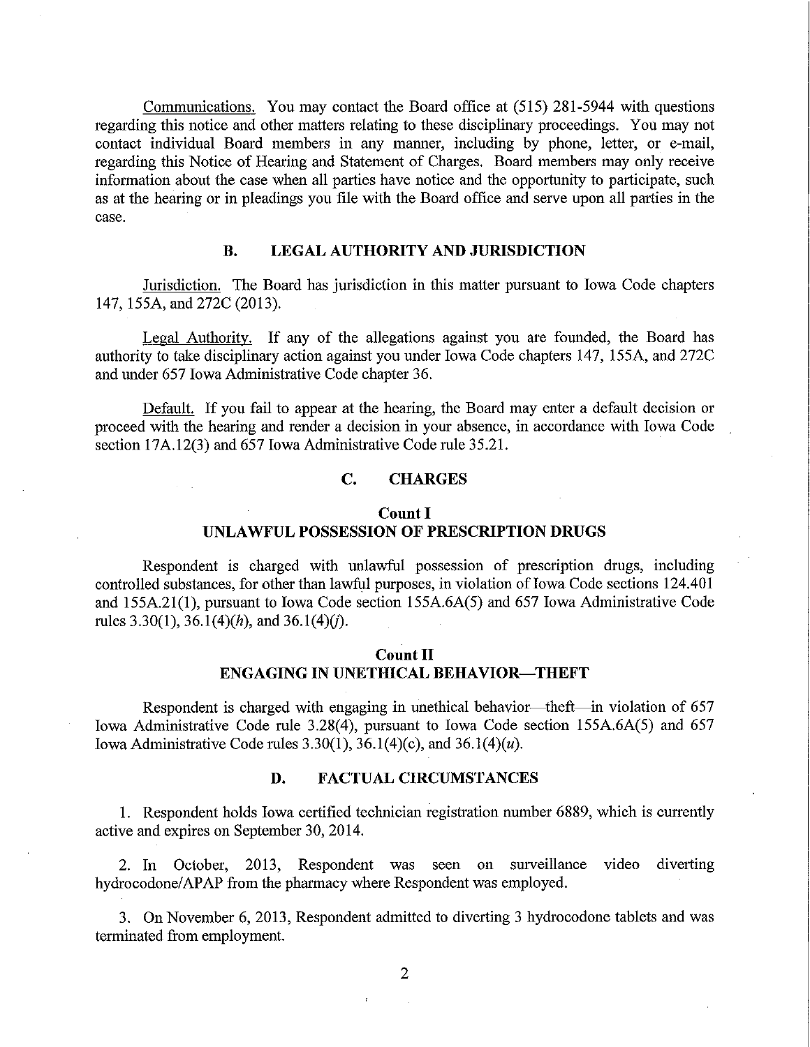Communications. You may contact the Board office at (515) 281-5944 with questions regarding this notice and other matters relating to these disciplinary proceedings. You may not contact individual Board members in any manner, including by phone, letter, or e-mail, regarding this Notice of Hearing and Statement of Charges. Board members may only receive information about the case when all parties have notice and the opportunity to participate, such as at the hearing or in pleadings you file with the Board office and serve upon all parties in the case.

## B. LEGAL AUTHORITY AND JURISDICTION

Jurisdiction. The Board has jurisdiction in this matter pursuant to Iowa Code chapters 147, 155A, and 272C (2013).

Legal Authority. If any of the allegations against you are founded, the Board has authority to take disciplinary action against you under Iowa Code chapters 147, 155A, and 272C and under 657 Iowa Administrative Code chapter 36.

Default. If you fail to appear at the hearing, the Board may enter a default decision or proceed with the hearing and render a decision in your absence, in accordance with Iowa Code section 17A.12(3) and 657 Iowa Administrative Code rule 35.21.

## C. CHARGES

### Count I
### UNLAWFUL POSSESSION OF PRESCRIPTION DRUGS

Respondent is charged with unlawful possession of prescription drugs, including controlled substances, for other than lawful purposes, in violation of Iowa Code sections 124.401 and 155A.21(1), pursuant to Iowa Code section 155A.6A(5) and 657 Iowa Administrative Code rules 3.30(1), 36.1(4)(*h*), and 36.1(4)(*j*).

### Count II
### ENGAGING IN UNETHICAL BEHAVIOR—THEFT

Respondent is charged with engaging in unethical behavior—theft—in violation of 657 Iowa Administrative Code rule 3.28(4), pursuant to Iowa Code section 155A.6A(5) and 657 Iowa Administrative Code rules 3.30(1), 36.1(4)(c), and 36.1(4)(*u*).

## D. FACTUAL CIRCUMSTANCES

1. Respondent holds Iowa certified technician registration number 6889, which is currently active and expires on September 30, 2014.

2. In October, 2013, Respondent was seen on surveillance video diverting hydrocodone/APAP from the pharmacy where Respondent was employed.

3. On November 6, 2013, Respondent admitted to diverting 3 hydrocodone tablets and was terminated from employment.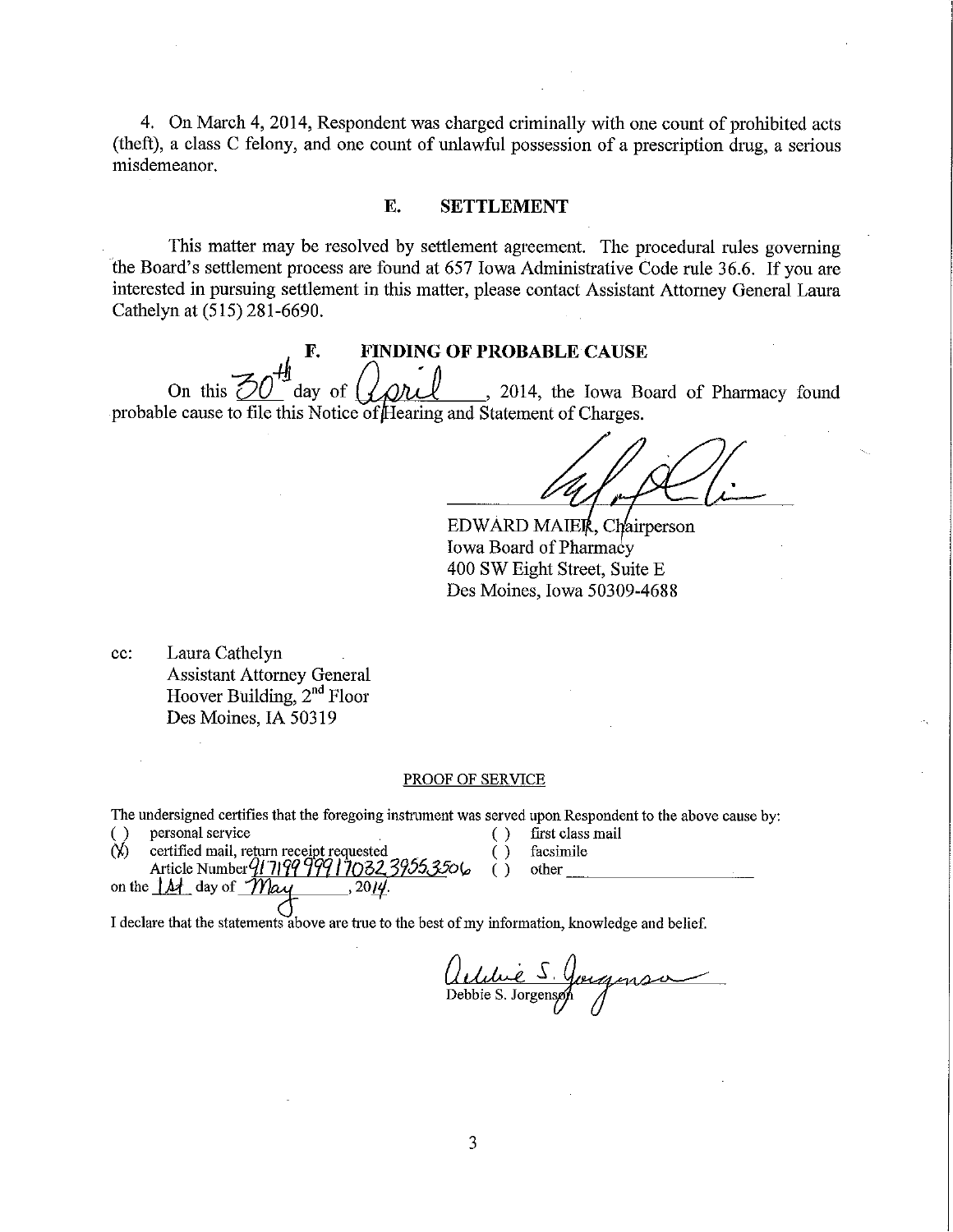4. On March 4, 2014, Respondent was charged criminally with one count of prohibited acts (theft), a class C felony, and one count of unlawful possession of a prescription drug, a serious misdemeanor.

## E. SETTLEMENT

This matter may be resolved by settlement agreement. The procedural rules governing the Board's settlement process are found at 657 Iowa Administrative Code rule 36.6. If you are interested in pursuing settlement in this matter, please contact Assistant Attorney General Laura Cathelyn at (515) 281-6690.

## F. FINDING OF PROBABLE CAUSE

On this 30th day of April, 2014, the Iowa Board of Pharmacy found probable cause to file this Notice of Hearing and Statement of Charges.

EDWARD MAIER, Chairperson
Iowa Board of Pharmacy
400 SW Eight Street, Suite E
Des Moines, Iowa 50309-4688

cc: Laura Cathelyn
Assistant Attorney General
Hoover Building, 2nd Floor
Des Moines, IA 50319

PROOF OF SERVICE

The undersigned certifies that the foregoing instrument was served upon Respondent to the above cause by:

( ) personal service
(X) certified mail, return receipt requested
Article Number 9171999991703239553506
( ) first class mail
( ) facsimile
( ) other ____________

on the 1st day of May, 2014.

I declare that the statements above are true to the best of my information, knowledge and belief.

Debbie S. Jorgenson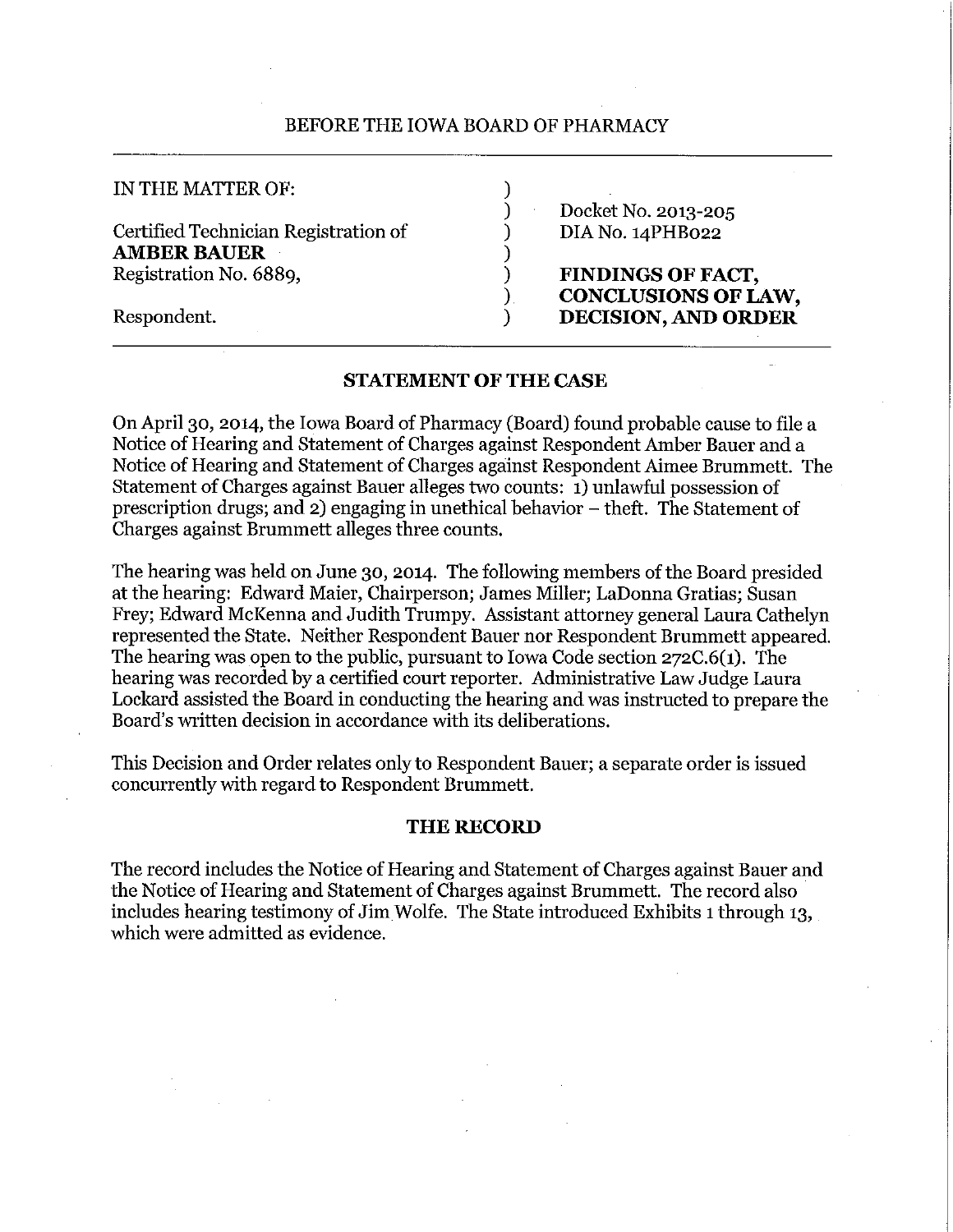BEFORE THE IOWA BOARD OF PHARMACY

| IN THE MATTER OF: | ) | |
|---|---|---|
| | ) | Docket No. 2013-205 |
| Certified Technician Registration of | ) | DIA No. 14PHB022 |
| **AMBER BAUER** | ) | |
| Registration No. 6889, | ) | **FINDINGS OF FACT,** |
| | ) | **CONCLUSIONS OF LAW,** |
| Respondent. | ) | **DECISION, AND ORDER** |

## STATEMENT OF THE CASE

On April 30, 2014, the Iowa Board of Pharmacy (Board) found probable cause to file a Notice of Hearing and Statement of Charges against Respondent Amber Bauer and a Notice of Hearing and Statement of Charges against Respondent Aimee Brummett. The Statement of Charges against Bauer alleges two counts: 1) unlawful possession of prescription drugs; and 2) engaging in unethical behavior – theft. The Statement of Charges against Brummett alleges three counts.

The hearing was held on June 30, 2014. The following members of the Board presided at the hearing: Edward Maier, Chairperson; James Miller; LaDonna Gratias; Susan Frey; Edward McKenna and Judith Trumpy. Assistant attorney general Laura Cathelyn represented the State. Neither Respondent Bauer nor Respondent Brummett appeared. The hearing was open to the public, pursuant to Iowa Code section 272C.6(1). The hearing was recorded by a certified court reporter. Administrative Law Judge Laura Lockard assisted the Board in conducting the hearing and was instructed to prepare the Board's written decision in accordance with its deliberations.

This Decision and Order relates only to Respondent Bauer; a separate order is issued concurrently with regard to Respondent Brummett.

## THE RECORD

The record includes the Notice of Hearing and Statement of Charges against Bauer and the Notice of Hearing and Statement of Charges against Brummett. The record also includes hearing testimony of Jim Wolfe. The State introduced Exhibits 1 through 13, which were admitted as evidence.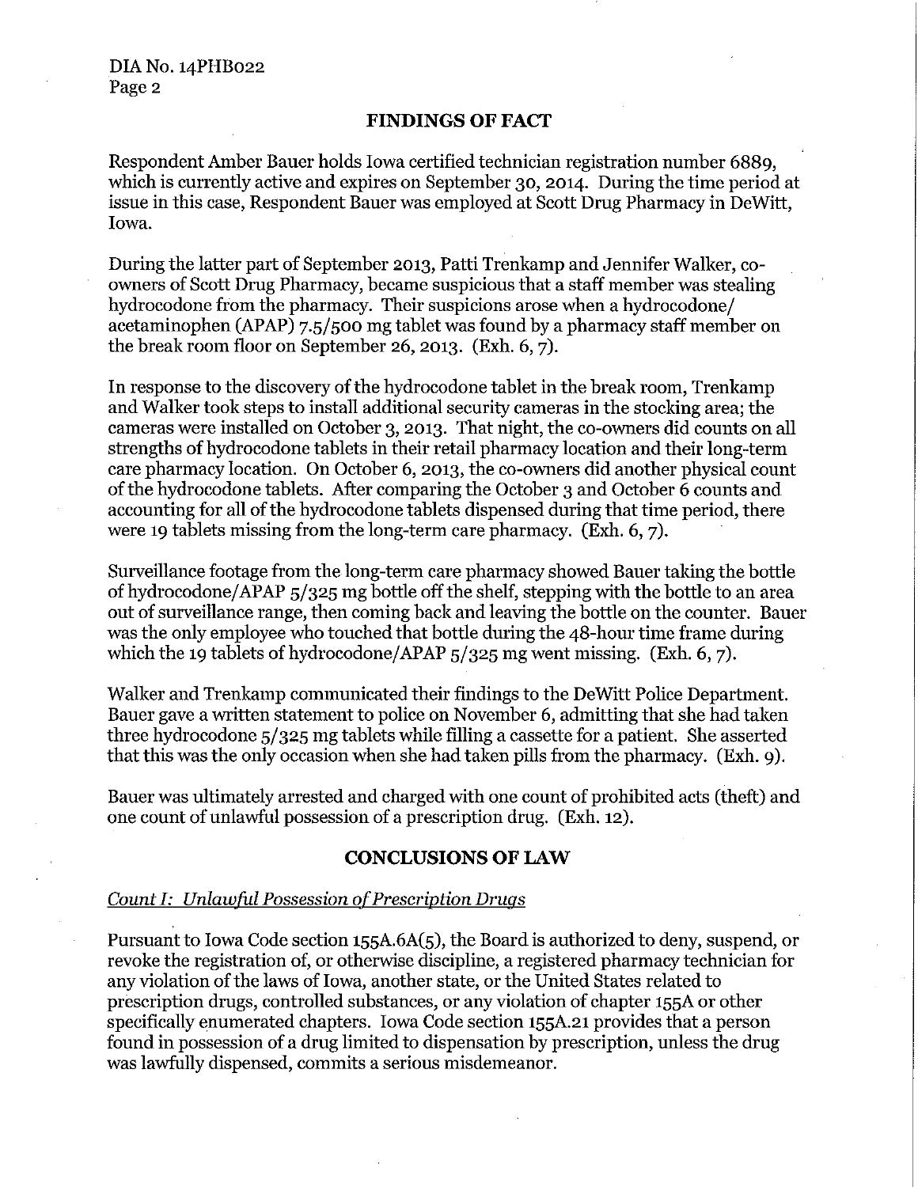## FINDINGS OF FACT

Respondent Amber Bauer holds Iowa certified technician registration number 6889, which is currently active and expires on September 30, 2014. During the time period at issue in this case, Respondent Bauer was employed at Scott Drug Pharmacy in DeWitt, Iowa.

During the latter part of September 2013, Patti Trenkamp and Jennifer Walker, co-owners of Scott Drug Pharmacy, became suspicious that a staff member was stealing hydrocodone from the pharmacy. Their suspicions arose when a hydrocodone/ acetaminophen (APAP) 7.5/500 mg tablet was found by a pharmacy staff member on the break room floor on September 26, 2013. (Exh. 6, 7).

In response to the discovery of the hydrocodone tablet in the break room, Trenkamp and Walker took steps to install additional security cameras in the stocking area; the cameras were installed on October 3, 2013. That night, the co-owners did counts on all strengths of hydrocodone tablets in their retail pharmacy location and their long-term care pharmacy location. On October 6, 2013, the co-owners did another physical count of the hydrocodone tablets. After comparing the October 3 and October 6 counts and accounting for all of the hydrocodone tablets dispensed during that time period, there were 19 tablets missing from the long-term care pharmacy. (Exh. 6, 7).

Surveillance footage from the long-term care pharmacy showed Bauer taking the bottle of hydrocodone/APAP 5/325 mg bottle off the shelf, stepping with the bottle to an area out of surveillance range, then coming back and leaving the bottle on the counter. Bauer was the only employee who touched that bottle during the 48-hour time frame during which the 19 tablets of hydrocodone/APAP 5/325 mg went missing. (Exh. 6, 7).

Walker and Trenkamp communicated their findings to the DeWitt Police Department. Bauer gave a written statement to police on November 6, admitting that she had taken three hydrocodone 5/325 mg tablets while filling a cassette for a patient. She asserted that this was the only occasion when she had taken pills from the pharmacy. (Exh. 9).

Bauer was ultimately arrested and charged with one count of prohibited acts (theft) and one count of unlawful possession of a prescription drug. (Exh. 12).

## CONCLUSIONS OF LAW

*Count I: Unlawful Possession of Prescription Drugs*

Pursuant to Iowa Code section 155A.6A(5), the Board is authorized to deny, suspend, or revoke the registration of, or otherwise discipline, a registered pharmacy technician for any violation of the laws of Iowa, another state, or the United States related to prescription drugs, controlled substances, or any violation of chapter 155A or other specifically enumerated chapters. Iowa Code section 155A.21 provides that a person found in possession of a drug limited to dispensation by prescription, unless the drug was lawfully dispensed, commits a serious misdemeanor.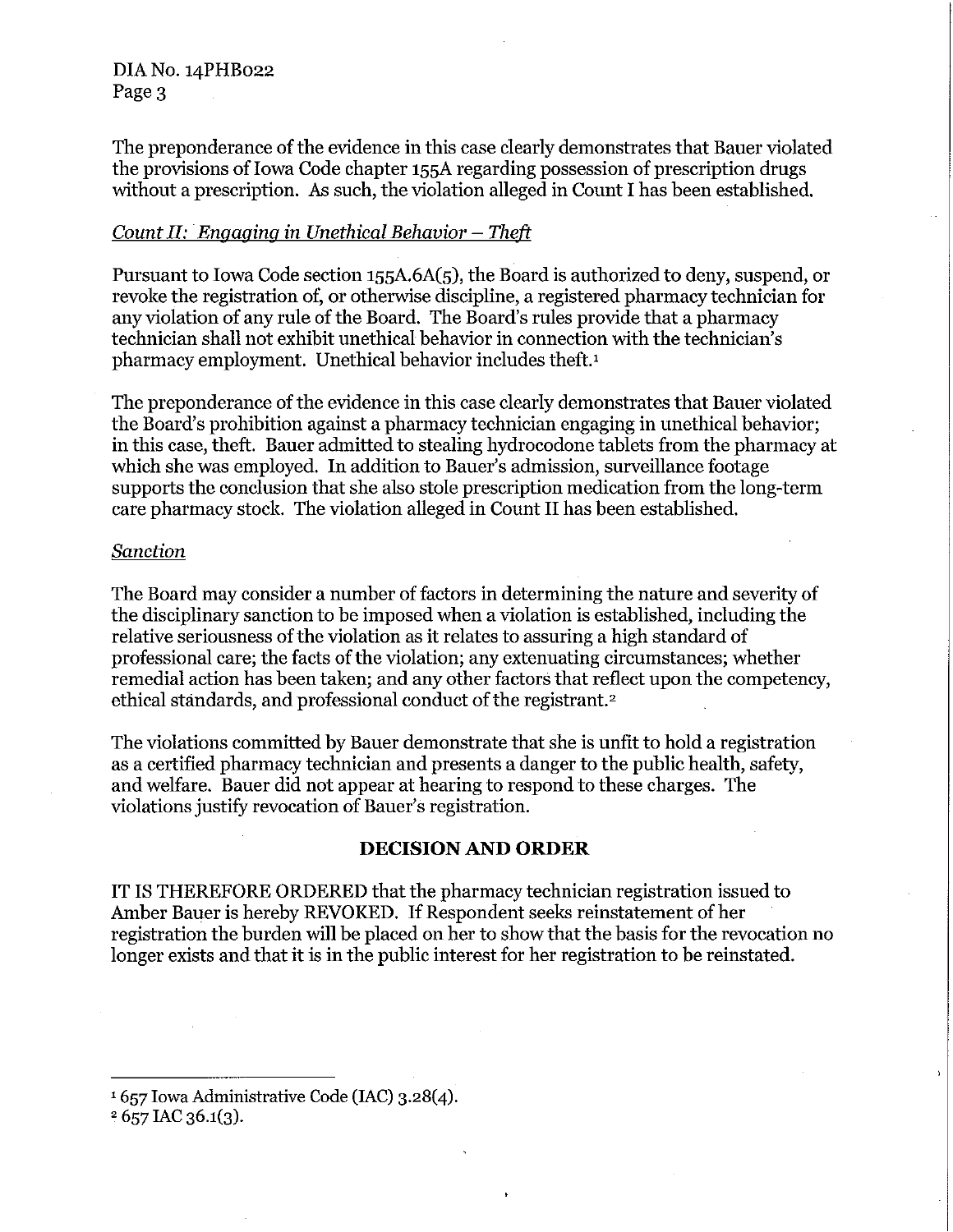The preponderance of the evidence in this case clearly demonstrates that Bauer violated the provisions of Iowa Code chapter 155A regarding possession of prescription drugs without a prescription. As such, the violation alleged in Count I has been established.

*Count II: Engaging in Unethical Behavior – Theft*

Pursuant to Iowa Code section 155A.6A(5), the Board is authorized to deny, suspend, or revoke the registration of, or otherwise discipline, a registered pharmacy technician for any violation of any rule of the Board. The Board's rules provide that a pharmacy technician shall not exhibit unethical behavior in connection with the technician's pharmacy employment. Unethical behavior includes theft.[1]

The preponderance of the evidence in this case clearly demonstrates that Bauer violated the Board's prohibition against a pharmacy technician engaging in unethical behavior; in this case, theft. Bauer admitted to stealing hydrocodone tablets from the pharmacy at which she was employed. In addition to Bauer's admission, surveillance footage supports the conclusion that she also stole prescription medication from the long-term care pharmacy stock. The violation alleged in Count II has been established.

*Sanction*

The Board may consider a number of factors in determining the nature and severity of the disciplinary sanction to be imposed when a violation is established, including the relative seriousness of the violation as it relates to assuring a high standard of professional care; the facts of the violation; any extenuating circumstances; whether remedial action has been taken; and any other factors that reflect upon the competency, ethical standards, and professional conduct of the registrant.[2]

The violations committed by Bauer demonstrate that she is unfit to hold a registration as a certified pharmacy technician and presents a danger to the public health, safety, and welfare. Bauer did not appear at hearing to respond to these charges. The violations justify revocation of Bauer's registration.

## DECISION AND ORDER

IT IS THEREFORE ORDERED that the pharmacy technician registration issued to Amber Bauer is hereby REVOKED. If Respondent seeks reinstatement of her registration the burden will be placed on her to show that the basis for the revocation no longer exists and that it is in the public interest for her registration to be reinstated.

---

[1] 657 Iowa Administrative Code (IAC) 3.28(4).

[2] 657 IAC 36.1(3).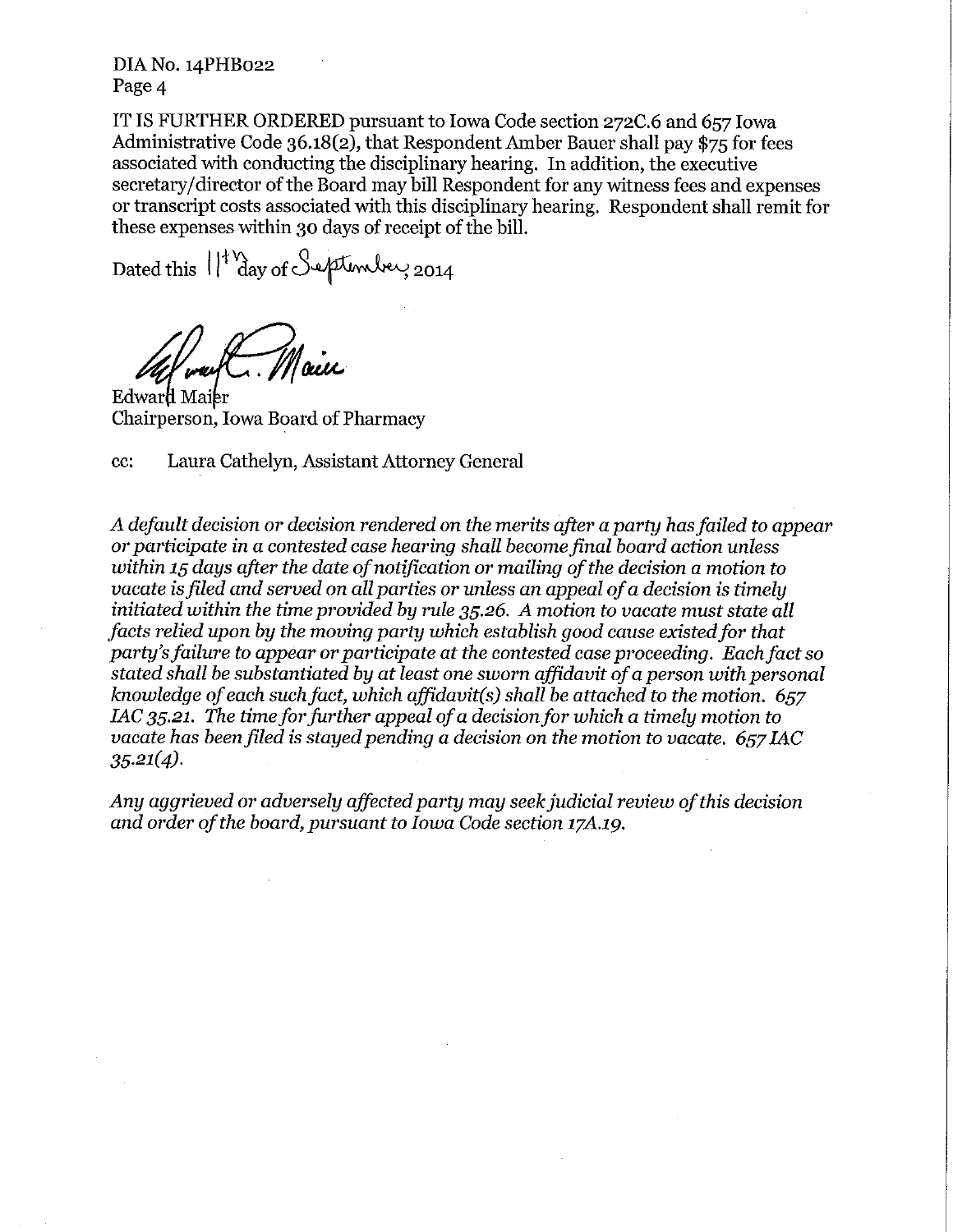IT IS FURTHER ORDERED pursuant to Iowa Code section 272C.6 and 657 Iowa Administrative Code 36.18(2), that Respondent Amber Bauer shall pay $75 for fees associated with conducting the disciplinary hearing. In addition, the executive secretary/director of the Board may bill Respondent for any witness fees and expenses or transcript costs associated with this disciplinary hearing. Respondent shall remit for these expenses within 30 days of receipt of the bill.

Dated this 11th day of September, 2014

Edward Maier
Chairperson, Iowa Board of Pharmacy

cc: Laura Cathelyn, Assistant Attorney General

*A default decision or decision rendered on the merits after a party has failed to appear or participate in a contested case hearing shall become final board action unless within 15 days after the date of notification or mailing of the decision a motion to vacate is filed and served on all parties or unless an appeal of a decision is timely initiated within the time provided by rule 35.26. A motion to vacate must state all facts relied upon by the moving party which establish good cause existed for that party's failure to appear or participate at the contested case proceeding. Each fact so stated shall be substantiated by at least one sworn affidavit of a person with personal knowledge of each such fact, which affidavit(s) shall be attached to the motion. 657 IAC 35.21. The time for further appeal of a decision for which a timely motion to vacate has been filed is stayed pending a decision on the motion to vacate. 657 IAC 35.21(4).*

*Any aggrieved or adversely affected party may seek judicial review of this decision and order of the board, pursuant to Iowa Code section 17A.19.*